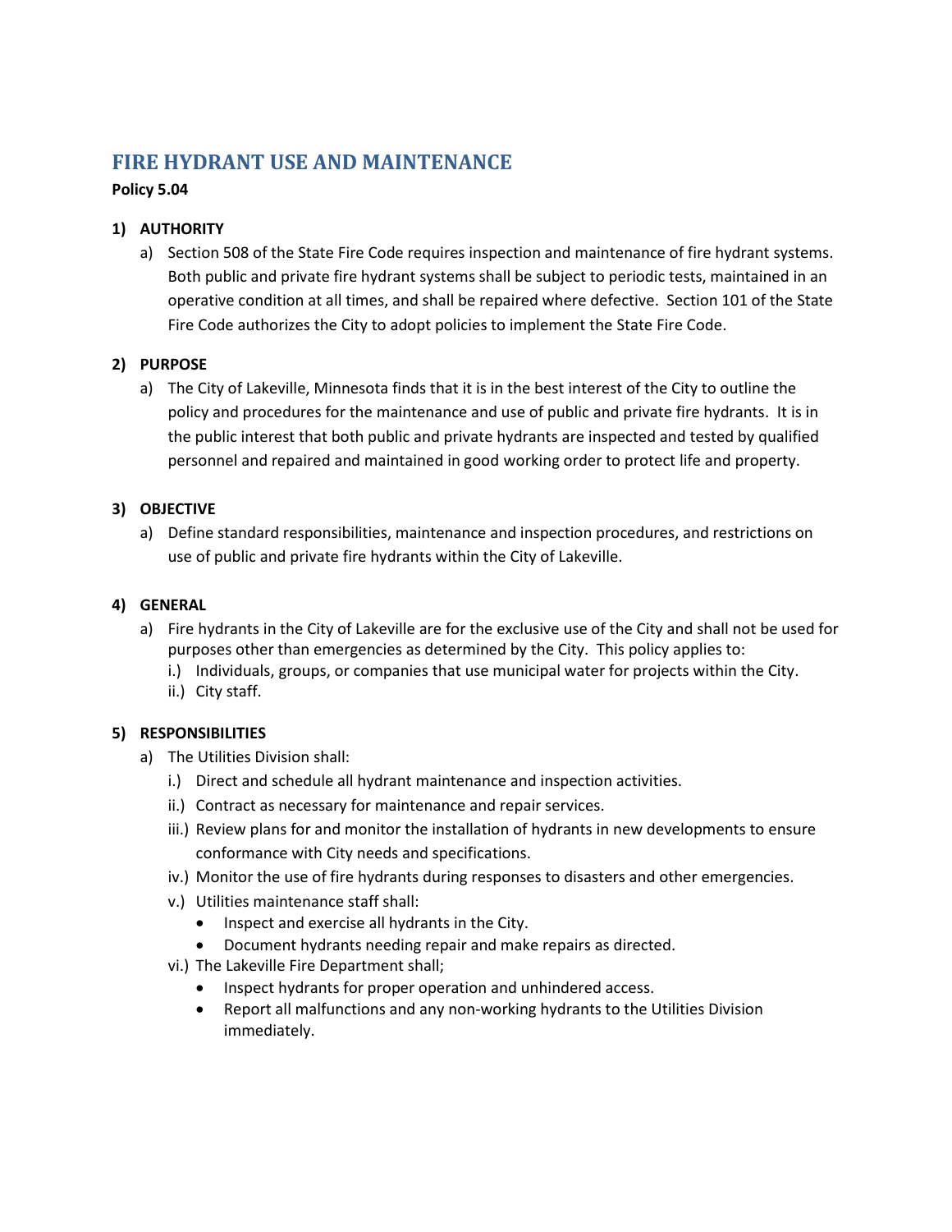# FIRE HYDRANT USE AND MAINTENANCE

**Policy 5.04**

**1) AUTHORITY**

a) Section 508 of the State Fire Code requires inspection and maintenance of fire hydrant systems. Both public and private fire hydrant systems shall be subject to periodic tests, maintained in an operative condition at all times, and shall be repaired where defective. Section 101 of the State Fire Code authorizes the City to adopt policies to implement the State Fire Code.

**2) PURPOSE**

a) The City of Lakeville, Minnesota finds that it is in the best interest of the City to outline the policy and procedures for the maintenance and use of public and private fire hydrants. It is in the public interest that both public and private hydrants are inspected and tested by qualified personnel and repaired and maintained in good working order to protect life and property.

**3) OBJECTIVE**

a) Define standard responsibilities, maintenance and inspection procedures, and restrictions on use of public and private fire hydrants within the City of Lakeville.

**4) GENERAL**

a) Fire hydrants in the City of Lakeville are for the exclusive use of the City and shall not be used for purposes other than emergencies as determined by the City. This policy applies to:
   - i.) Individuals, groups, or companies that use municipal water for projects within the City.
   - ii.) City staff.

**5) RESPONSIBILITIES**

a) The Utilities Division shall:
   - i.) Direct and schedule all hydrant maintenance and inspection activities.
   - ii.) Contract as necessary for maintenance and repair services.
   - iii.) Review plans for and monitor the installation of hydrants in new developments to ensure conformance with City needs and specifications.
   - iv.) Monitor the use of fire hydrants during responses to disasters and other emergencies.
   - v.) Utilities maintenance staff shall:
     - Inspect and exercise all hydrants in the City.
     - Document hydrants needing repair and make repairs as directed.
   - vi.) The Lakeville Fire Department shall;
     - Inspect hydrants for proper operation and unhindered access.
     - Report all malfunctions and any non-working hydrants to the Utilities Division immediately.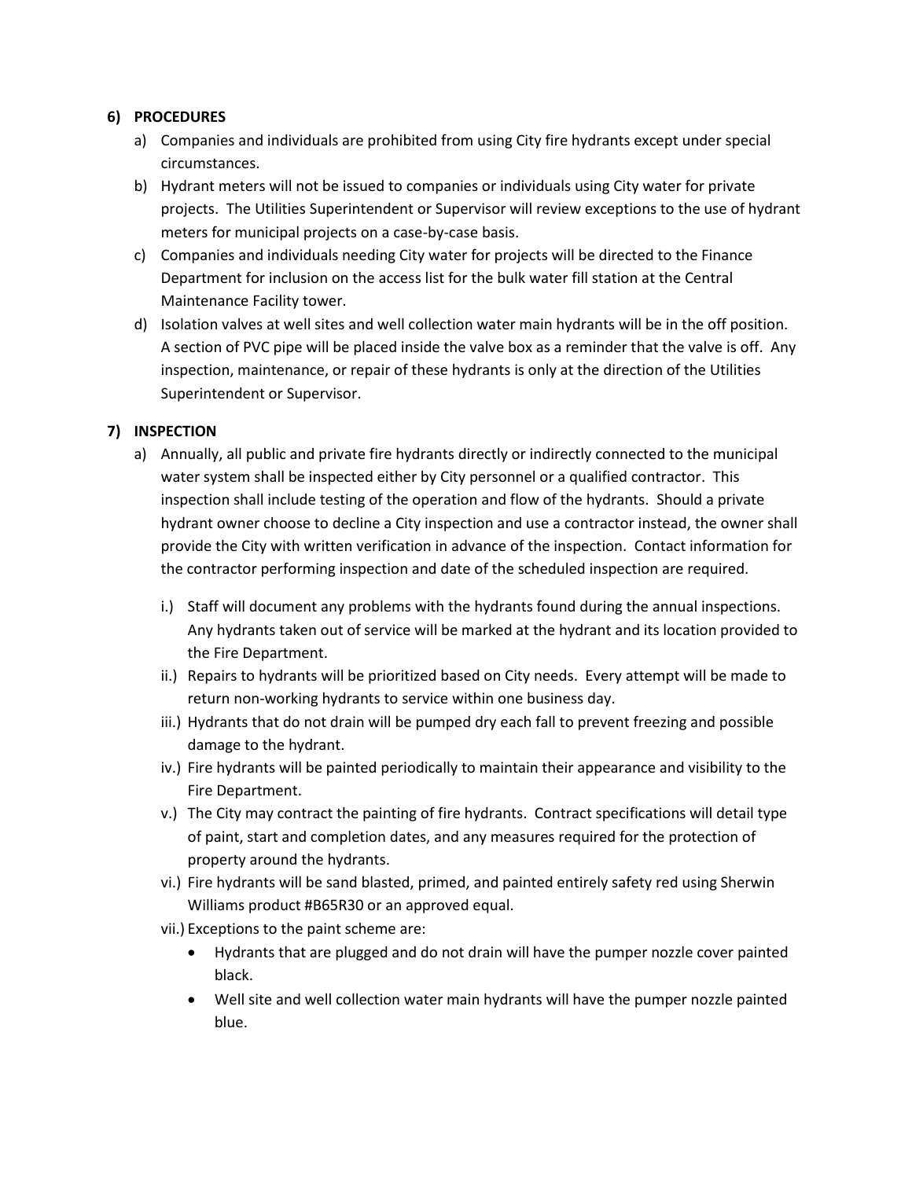## 6) PROCEDURES

a) Companies and individuals are prohibited from using City fire hydrants except under special circumstances.

b) Hydrant meters will not be issued to companies or individuals using City water for private projects. The Utilities Superintendent or Supervisor will review exceptions to the use of hydrant meters for municipal projects on a case-by-case basis.

c) Companies and individuals needing City water for projects will be directed to the Finance Department for inclusion on the access list for the bulk water fill station at the Central Maintenance Facility tower.

d) Isolation valves at well sites and well collection water main hydrants will be in the off position. A section of PVC pipe will be placed inside the valve box as a reminder that the valve is off. Any inspection, maintenance, or repair of these hydrants is only at the direction of the Utilities Superintendent or Supervisor.

## 7) INSPECTION

a) Annually, all public and private fire hydrants directly or indirectly connected to the municipal water system shall be inspected either by City personnel or a qualified contractor. This inspection shall include testing of the operation and flow of the hydrants. Should a private hydrant owner choose to decline a City inspection and use a contractor instead, the owner shall provide the City with written verification in advance of the inspection. Contact information for the contractor performing inspection and date of the scheduled inspection are required.

   i.) Staff will document any problems with the hydrants found during the annual inspections. Any hydrants taken out of service will be marked at the hydrant and its location provided to the Fire Department.

   ii.) Repairs to hydrants will be prioritized based on City needs. Every attempt will be made to return non-working hydrants to service within one business day.

   iii.) Hydrants that do not drain will be pumped dry each fall to prevent freezing and possible damage to the hydrant.

   iv.) Fire hydrants will be painted periodically to maintain their appearance and visibility to the Fire Department.

   v.) The City may contract the painting of fire hydrants. Contract specifications will detail type of paint, start and completion dates, and any measures required for the protection of property around the hydrants.

   vi.) Fire hydrants will be sand blasted, primed, and painted entirely safety red using Sherwin Williams product #B65R30 or an approved equal.

   vii.) Exceptions to the paint scheme are:

   - Hydrants that are plugged and do not drain will have the pumper nozzle cover painted black.
   - Well site and well collection water main hydrants will have the pumper nozzle painted blue.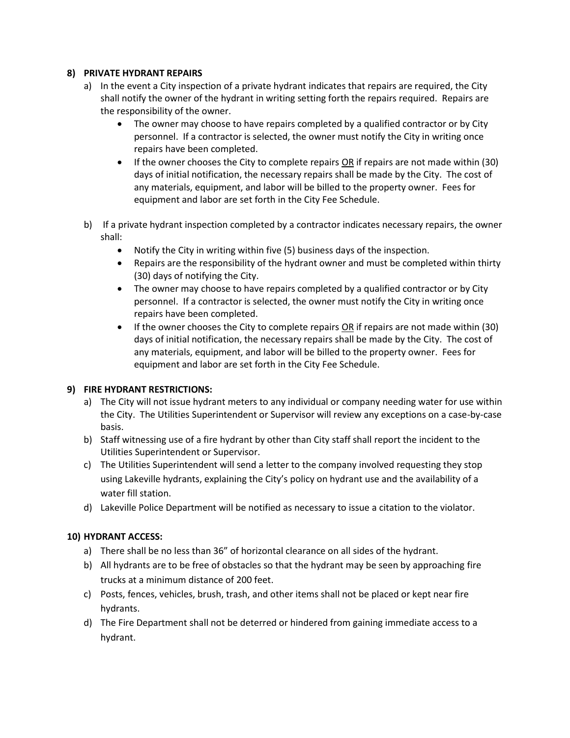### 8) PRIVATE HYDRANT REPAIRS

a) In the event a City inspection of a private hydrant indicates that repairs are required, the City shall notify the owner of the hydrant in writing setting forth the repairs required. Repairs are the responsibility of the owner.
   - The owner may choose to have repairs completed by a qualified contractor or by City personnel. If a contractor is selected, the owner must notify the City in writing once repairs have been completed.
   - If the owner chooses the City to complete repairs <u>OR</u> if repairs are not made within (30) days of initial notification, the necessary repairs shall be made by the City. The cost of any materials, equipment, and labor will be billed to the property owner. Fees for equipment and labor are set forth in the City Fee Schedule.

b) If a private hydrant inspection completed by a contractor indicates necessary repairs, the owner shall:
   - Notify the City in writing within five (5) business days of the inspection.
   - Repairs are the responsibility of the hydrant owner and must be completed within thirty (30) days of notifying the City.
   - The owner may choose to have repairs completed by a qualified contractor or by City personnel. If a contractor is selected, the owner must notify the City in writing once repairs have been completed.
   - If the owner chooses the City to complete repairs <u>OR</u> if repairs are not made within (30) days of initial notification, the necessary repairs shall be made by the City. The cost of any materials, equipment, and labor will be billed to the property owner. Fees for equipment and labor are set forth in the City Fee Schedule.

### 9) FIRE HYDRANT RESTRICTIONS:

a) The City will not issue hydrant meters to any individual or company needing water for use within the City. The Utilities Superintendent or Supervisor will review any exceptions on a case-by-case basis.

b) Staff witnessing use of a fire hydrant by other than City staff shall report the incident to the Utilities Superintendent or Supervisor.

c) The Utilities Superintendent will send a letter to the company involved requesting they stop using Lakeville hydrants, explaining the City's policy on hydrant use and the availability of a water fill station.

d) Lakeville Police Department will be notified as necessary to issue a citation to the violator.

### 10) HYDRANT ACCESS:

a) There shall be no less than 36" of horizontal clearance on all sides of the hydrant.

b) All hydrants are to be free of obstacles so that the hydrant may be seen by approaching fire trucks at a minimum distance of 200 feet.

c) Posts, fences, vehicles, brush, trash, and other items shall not be placed or kept near fire hydrants.

d) The Fire Department shall not be deterred or hindered from gaining immediate access to a hydrant.